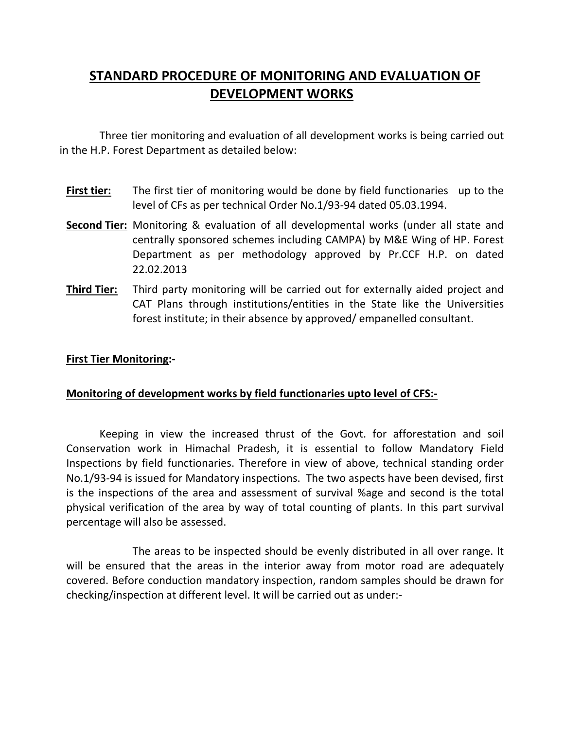# STANDARD PROCEDURE OF MONITORING AND EVALUATION OF DEVELOPMENT WORKS

Three tier monitoring and evaluation of all development works is being carried out in the H.P. Forest Department as detailed below:

**First tier:** The first tier of monitoring would be done by field functionaries up to the level of CFs as per technical Order No.1/93-94 dated 05.03.1994.

**Second Tier:** Monitoring & evaluation of all developmental works (under all state and centrally sponsored schemes including CAMPA) by M&E Wing of HP. Forest Department as per methodology approved by Pr.CCF H.P. on dated 22.02.2013

**Third Tier:** Third party monitoring will be carried out for externally aided project and CAT Plans through institutions/entities in the State like the Universities forest institute; in their absence by approved/ empanelled consultant.

**First Tier Monitoring:-**

**Monitoring of development works by field functionaries upto level of CFS:-**

Keeping in view the increased thrust of the Govt. for afforestation and soil Conservation work in Himachal Pradesh, it is essential to follow Mandatory Field Inspections by field functionaries. Therefore in view of above, technical standing order No.1/93-94 is issued for Mandatory inspections. The two aspects have been devised, first is the inspections of the area and assessment of survival %age and second is the total physical verification of the area by way of total counting of plants. In this part survival percentage will also be assessed.

The areas to be inspected should be evenly distributed in all over range. It will be ensured that the areas in the interior away from motor road are adequately covered. Before conduction mandatory inspection, random samples should be drawn for checking/inspection at different level. It will be carried out as under:-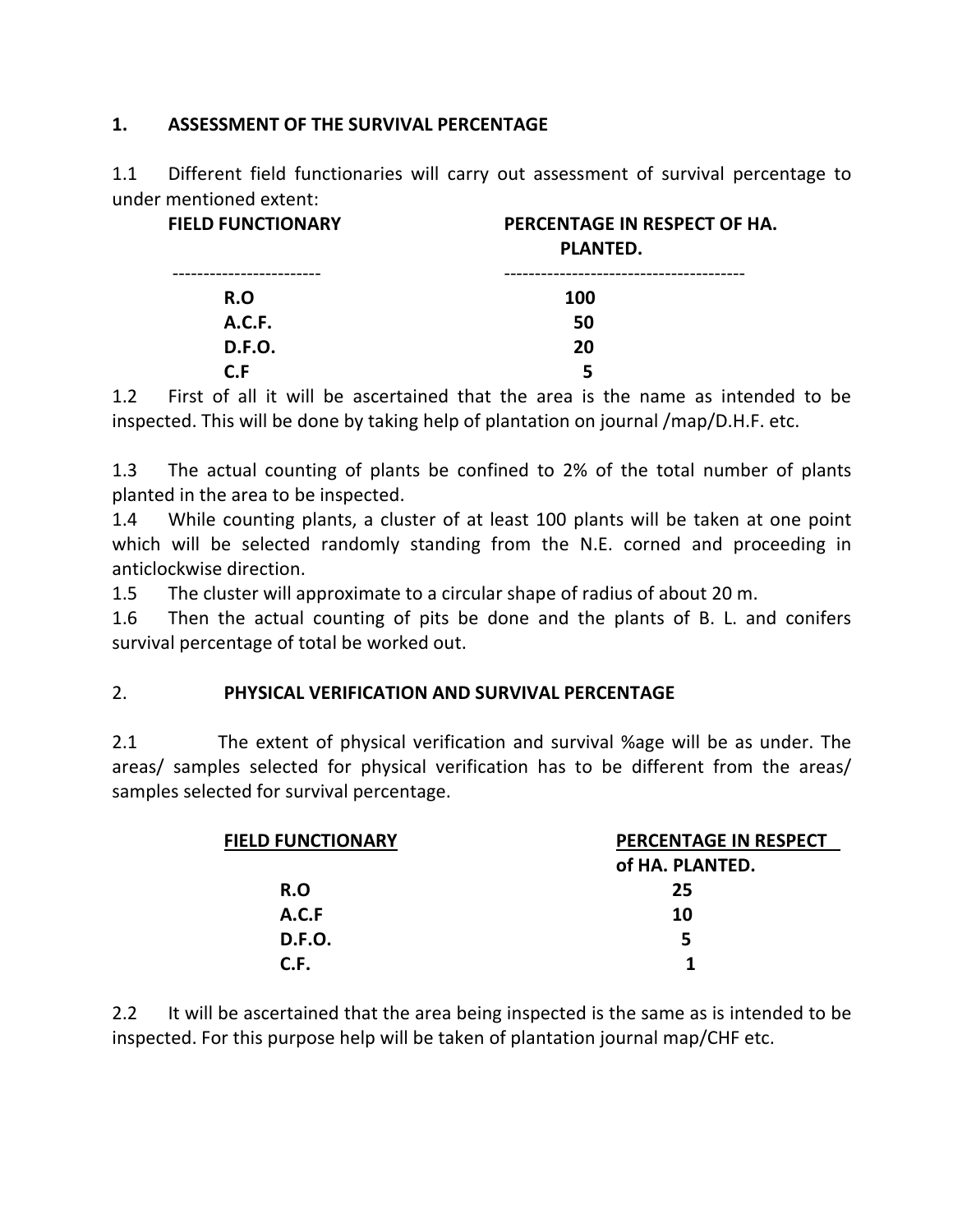## 1. ASSESSMENT OF THE SURVIVAL PERCENTAGE

1.1 Different field functionaries will carry out assessment of survival percentage to under mentioned extent:

| FIELD FUNCTIONARY | PERCENTAGE IN RESPECT OF HA. PLANTED. |
|---|---|
| R.O | 100 |
| A.C.F. | 50 |
| D.F.O. | 20 |
| C.F | 5 |

1.2 First of all it will be ascertained that the area is the name as intended to be inspected. This will be done by taking help of plantation on journal /map/D.H.F. etc.

1.3 The actual counting of plants be confined to 2% of the total number of plants planted in the area to be inspected.

1.4 While counting plants, a cluster of at least 100 plants will be taken at one point which will be selected randomly standing from the N.E. corned and proceeding in anticlockwise direction.

1.5 The cluster will approximate to a circular shape of radius of about 20 m.

1.6 Then the actual counting of pits be done and the plants of B. L. and conifers survival percentage of total be worked out.

## 2. PHYSICAL VERIFICATION AND SURVIVAL PERCENTAGE

2.1 The extent of physical verification and survival %age will be as under. The areas/ samples selected for physical verification has to be different from the areas/ samples selected for survival percentage.

| FIELD FUNCTIONARY | PERCENTAGE IN RESPECT of HA. PLANTED. |
|---|---|
| R.O | 25 |
| A.C.F | 10 |
| D.F.O. | 5 |
| C.F. | 1 |

2.2 It will be ascertained that the area being inspected is the same as is intended to be inspected. For this purpose help will be taken of plantation journal map/CHF etc.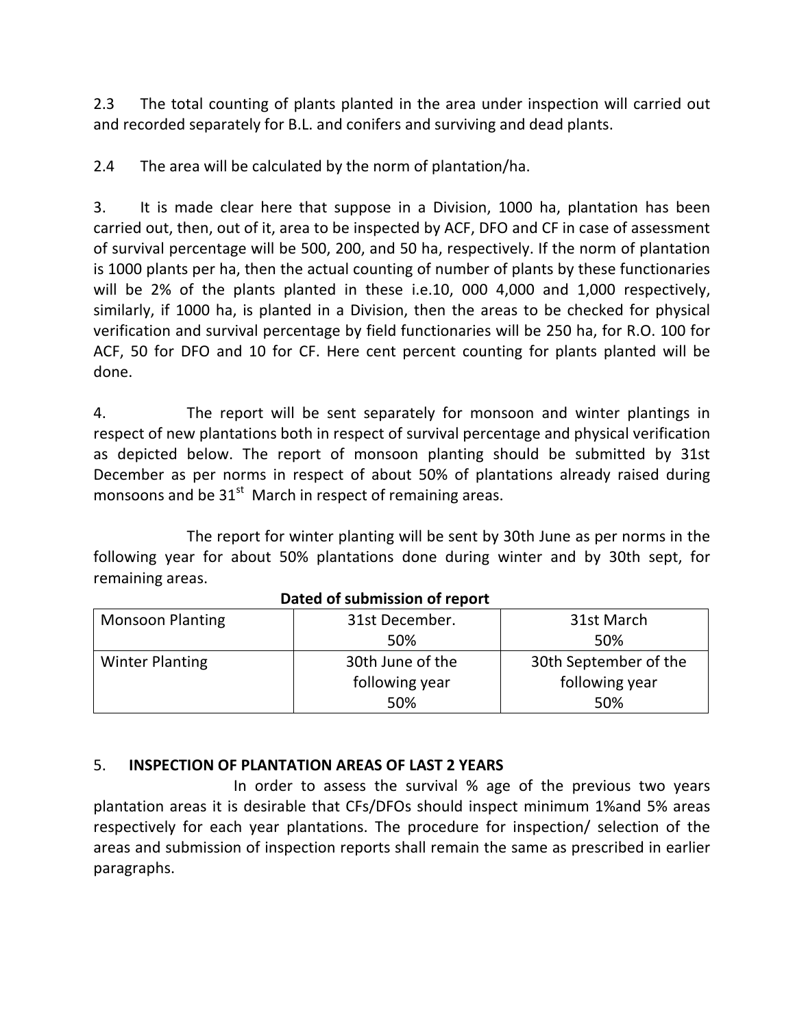2.3 The total counting of plants planted in the area under inspection will carried out and recorded separately for B.L. and conifers and surviving and dead plants.

2.4 The area will be calculated by the norm of plantation/ha.

3. It is made clear here that suppose in a Division, 1000 ha, plantation has been carried out, then, out of it, area to be inspected by ACF, DFO and CF in case of assessment of survival percentage will be 500, 200, and 50 ha, respectively. If the norm of plantation is 1000 plants per ha, then the actual counting of number of plants by these functionaries will be 2% of the plants planted in these i.e.10, 000 4,000 and 1,000 respectively, similarly, if 1000 ha, is planted in a Division, then the areas to be checked for physical verification and survival percentage by field functionaries will be 250 ha, for R.O. 100 for ACF, 50 for DFO and 10 for CF. Here cent percent counting for plants planted will be done.

4. The report will be sent separately for monsoon and winter plantings in respect of new plantations both in respect of survival percentage and physical verification as depicted below. The report of monsoon planting should be submitted by 31st December as per norms in respect of about 50% of plantations already raised during monsoons and be 31st March in respect of remaining areas.

The report for winter planting will be sent by 30th June as per norms in the following year for about 50% plantations done during winter and by 30th sept, for remaining areas.

**Dated of submission of report**

| | | |
|---|---|---|
| Monsoon Planting | 31st December. 50% | 31st March 50% |
| Winter Planting | 30th June of the following year 50% | 30th September of the following year 50% |

## 5. INSPECTION OF PLANTATION AREAS OF LAST 2 YEARS

In order to assess the survival % age of the previous two years plantation areas it is desirable that CFs/DFOs should inspect minimum 1%and 5% areas respectively for each year plantations. The procedure for inspection/ selection of the areas and submission of inspection reports shall remain the same as prescribed in earlier paragraphs.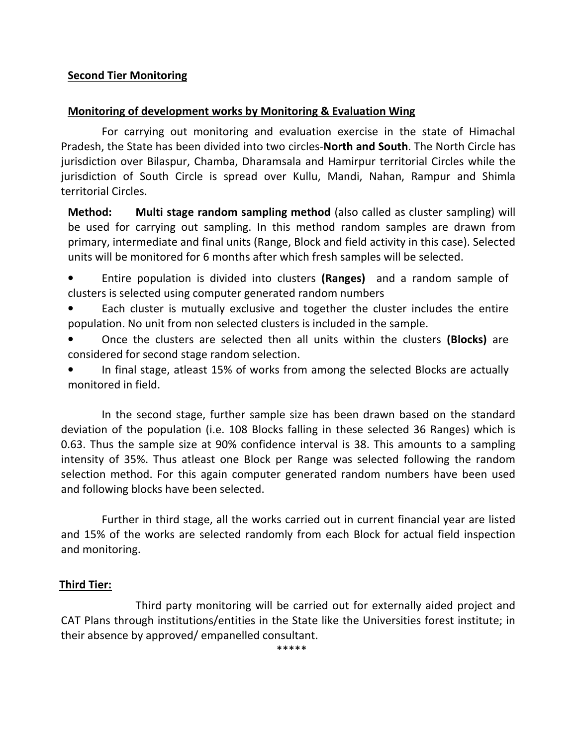## Second Tier Monitoring

### Monitoring of development works by Monitoring & Evaluation Wing

For carrying out monitoring and evaluation exercise in the state of Himachal Pradesh, the State has been divided into two circles-**North and South**. The North Circle has jurisdiction over Bilaspur, Chamba, Dharamsala and Hamirpur territorial Circles while the jurisdiction of South Circle is spread over Kullu, Mandi, Nahan, Rampur and Shimla territorial Circles.

**Method:** **Multi stage random sampling method** (also called as cluster sampling) will be used for carrying out sampling. In this method random samples are drawn from primary, intermediate and final units (Range, Block and field activity in this case). Selected units will be monitored for 6 months after which fresh samples will be selected.

- Entire population is divided into clusters **(Ranges)** and a random sample of clusters is selected using computer generated random numbers
- Each cluster is mutually exclusive and together the cluster includes the entire population. No unit from non selected clusters is included in the sample.
- Once the clusters are selected then all units within the clusters **(Blocks)** are considered for second stage random selection.
- In final stage, atleast 15% of works from among the selected Blocks are actually monitored in field.

In the second stage, further sample size has been drawn based on the standard deviation of the population (i.e. 108 Blocks falling in these selected 36 Ranges) which is 0.63. Thus the sample size at 90% confidence interval is 38. This amounts to a sampling intensity of 35%. Thus atleast one Block per Range was selected following the random selection method. For this again computer generated random numbers have been used and following blocks have been selected.

Further in third stage, all the works carried out in current financial year are listed and 15% of the works are selected randomly from each Block for actual field inspection and monitoring.

## Third Tier:

Third party monitoring will be carried out for externally aided project and CAT Plans through institutions/entities in the State like the Universities forest institute; in their absence by approved/ empanelled consultant.

*****